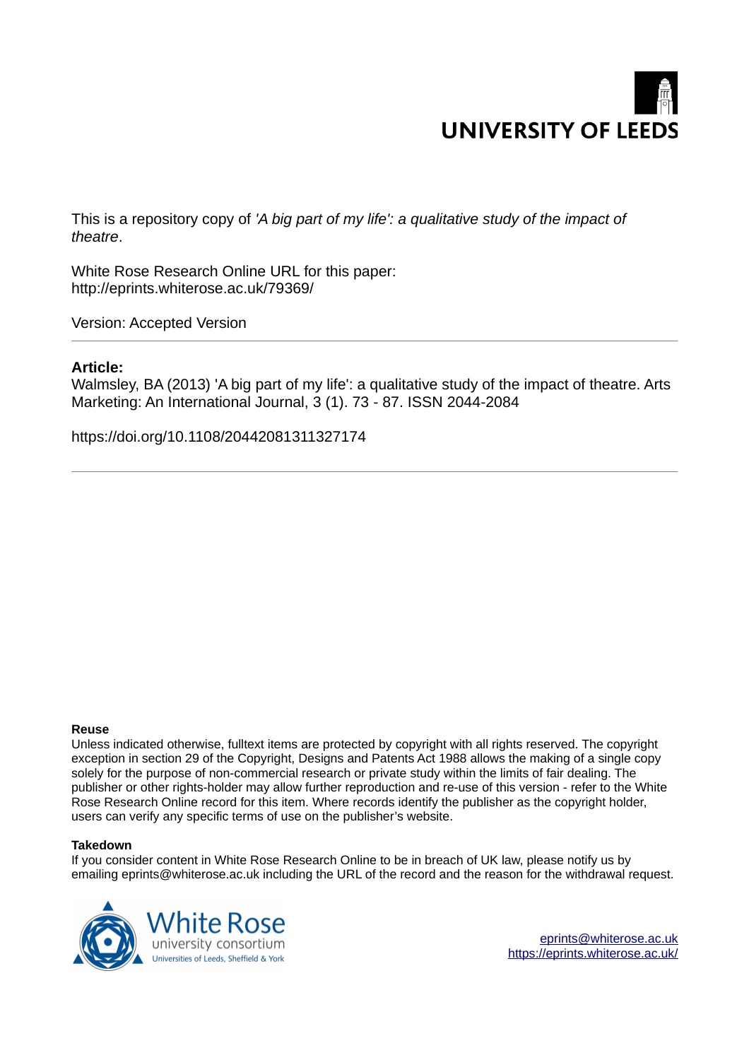UNIVERSITY OF LEEDS

This is a repository copy of *'A big part of my life': a qualitative study of the impact of theatre*.

White Rose Research Online URL for this paper:
http://eprints.whiterose.ac.uk/79369/

Version: Accepted Version

---

**Article:**

Walmsley, BA (2013) 'A big part of my life': a qualitative study of the impact of theatre. Arts Marketing: An International Journal, 3 (1). 73 - 87. ISSN 2044-2084

https://doi.org/10.1108/20442081311327174

---

**Reuse**

Unless indicated otherwise, fulltext items are protected by copyright with all rights reserved. The copyright exception in section 29 of the Copyright, Designs and Patents Act 1988 allows the making of a single copy solely for the purpose of non-commercial research or private study within the limits of fair dealing. The publisher or other rights-holder may allow further reproduction and re-use of this version - refer to the White Rose Research Online record for this item. Where records identify the publisher as the copyright holder, users can verify any specific terms of use on the publisher's website.

**Takedown**

If you consider content in White Rose Research Online to be in breach of UK law, please notify us by emailing eprints@whiterose.ac.uk including the URL of the record and the reason for the withdrawal request.

White Rose university consortium
Universities of Leeds, Sheffield & York

eprints@whiterose.ac.uk
https://eprints.whiterose.ac.uk/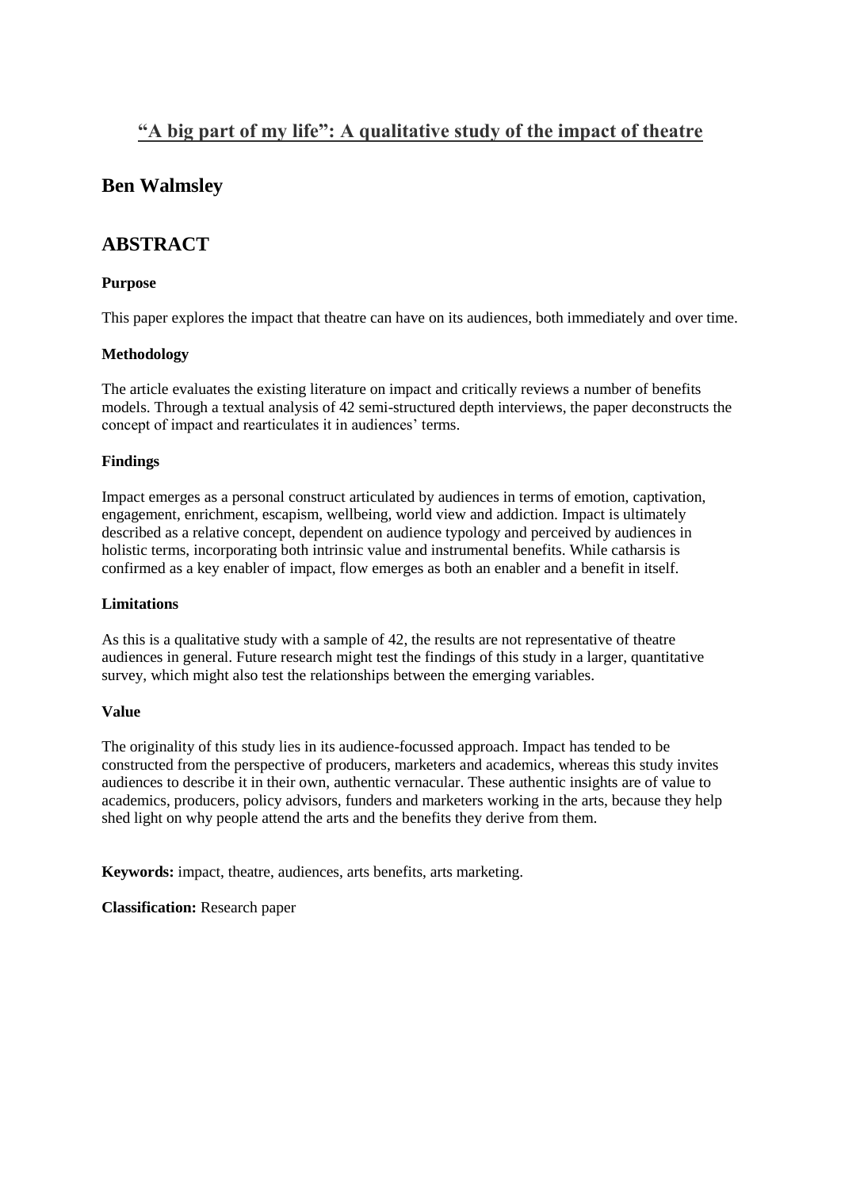# "A big part of my life": A qualitative study of the impact of theatre

## Ben Walmsley

## ABSTRACT

**Purpose**

This paper explores the impact that theatre can have on its audiences, both immediately and over time.

**Methodology**

The article evaluates the existing literature on impact and critically reviews a number of benefits models. Through a textual analysis of 42 semi-structured depth interviews, the paper deconstructs the concept of impact and rearticulates it in audiences' terms.

**Findings**

Impact emerges as a personal construct articulated by audiences in terms of emotion, captivation, engagement, enrichment, escapism, wellbeing, world view and addiction. Impact is ultimately described as a relative concept, dependent on audience typology and perceived by audiences in holistic terms, incorporating both intrinsic value and instrumental benefits. While catharsis is confirmed as a key enabler of impact, flow emerges as both an enabler and a benefit in itself.

**Limitations**

As this is a qualitative study with a sample of 42, the results are not representative of theatre audiences in general. Future research might test the findings of this study in a larger, quantitative survey, which might also test the relationships between the emerging variables.

**Value**

The originality of this study lies in its audience-focussed approach. Impact has tended to be constructed from the perspective of producers, marketers and academics, whereas this study invites audiences to describe it in their own, authentic vernacular. These authentic insights are of value to academics, producers, policy advisors, funders and marketers working in the arts, because they help shed light on why people attend the arts and the benefits they derive from them.

**Keywords:** impact, theatre, audiences, arts benefits, arts marketing.

**Classification:** Research paper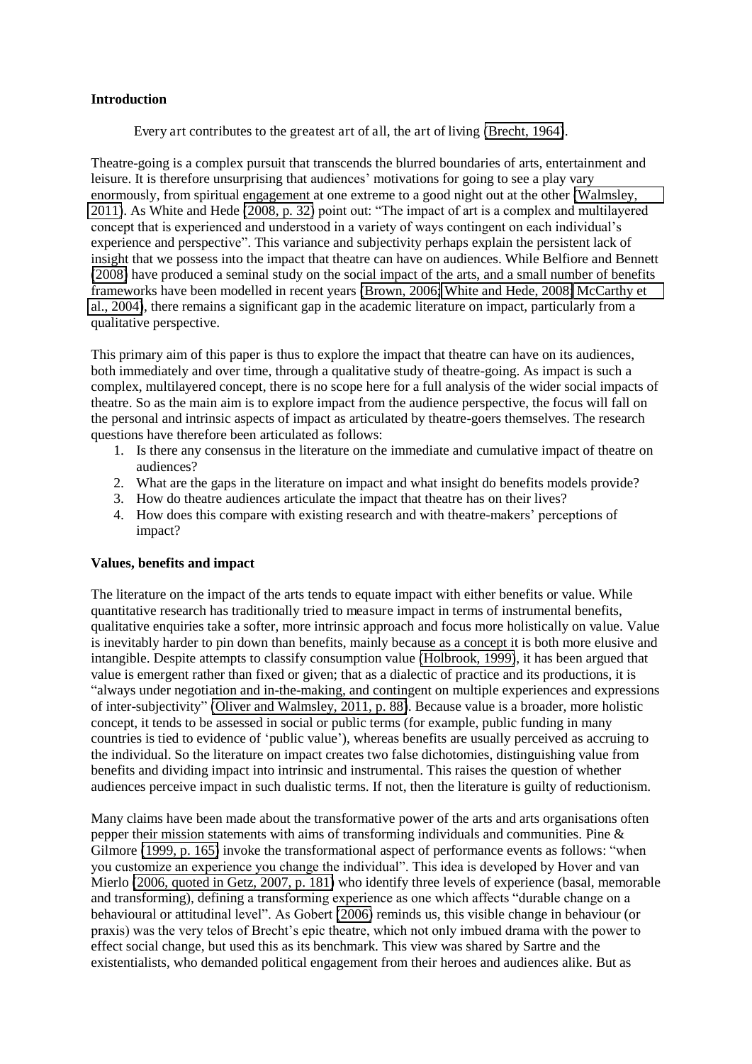**Introduction**

Every art contributes to the greatest art of all, the art of living (Brecht, 1964).

Theatre-going is a complex pursuit that transcends the blurred boundaries of arts, entertainment and leisure. It is therefore unsurprising that audiences' motivations for going to see a play vary enormously, from spiritual engagement at one extreme to a good night out at the other (Walmsley, 2011). As White and Hede (2008, p. 32) point out: "The impact of art is a complex and multilayered concept that is experienced and understood in a variety of ways contingent on each individual's experience and perspective". This variance and subjectivity perhaps explain the persistent lack of insight that we possess into the impact that theatre can have on audiences. While Belfiore and Bennett (2008) have produced a seminal study on the social impact of the arts, and a small number of benefits frameworks have been modelled in recent years (Brown, 2006; White and Hede, 2008; McCarthy et al., 2004), there remains a significant gap in the academic literature on impact, particularly from a qualitative perspective.

This primary aim of this paper is thus to explore the impact that theatre can have on its audiences, both immediately and over time, through a qualitative study of theatre-going. As impact is such a complex, multilayered concept, there is no scope here for a full analysis of the wider social impacts of theatre. So as the main aim is to explore impact from the audience perspective, the focus will fall on the personal and intrinsic aspects of impact as articulated by theatre-goers themselves. The research questions have therefore been articulated as follows:

1. Is there any consensus in the literature on the immediate and cumulative impact of theatre on audiences?
2. What are the gaps in the literature on impact and what insight do benefits models provide?
3. How do theatre audiences articulate the impact that theatre has on their lives?
4. How does this compare with existing research and with theatre-makers' perceptions of impact?

**Values, benefits and impact**

The literature on the impact of the arts tends to equate impact with either benefits or value. While quantitative research has traditionally tried to measure impact in terms of instrumental benefits, qualitative enquiries take a softer, more intrinsic approach and focus more holistically on value. Value is inevitably harder to pin down than benefits, mainly because as a concept it is both more elusive and intangible. Despite attempts to classify consumption value (Holbrook, 1999), it has been argued that value is emergent rather than fixed or given; that as a dialectic of practice and its productions, it is "always under negotiation and in-the-making, and contingent on multiple experiences and expressions of inter-subjectivity" (Oliver and Walmsley, 2011, p. 88). Because value is a broader, more holistic concept, it tends to be assessed in social or public terms (for example, public funding in many countries is tied to evidence of 'public value'), whereas benefits are usually perceived as accruing to the individual. So the literature on impact creates two false dichotomies, distinguishing value from benefits and dividing impact into intrinsic and instrumental. This raises the question of whether audiences perceive impact in such dualistic terms. If not, then the literature is guilty of reductionism.

Many claims have been made about the transformative power of the arts and arts organisations often pepper their mission statements with aims of transforming individuals and communities. Pine & Gilmore (1999, p. 165) invoke the transformational aspect of performance events as follows: "when you customize an experience you change the individual". This idea is developed by Hover and van Mierlo (2006, quoted in Getz, 2007, p. 181) who identify three levels of experience (basal, memorable and transforming), defining a transforming experience as one which affects "durable change on a behavioural or attitudinal level". As Gobert (2006) reminds us, this visible change in behaviour (or praxis) was the very telos of Brecht's epic theatre, which not only imbued drama with the power to effect social change, but used this as its benchmark. This view was shared by Sartre and the existentialists, who demanded political engagement from their heroes and audiences alike. But as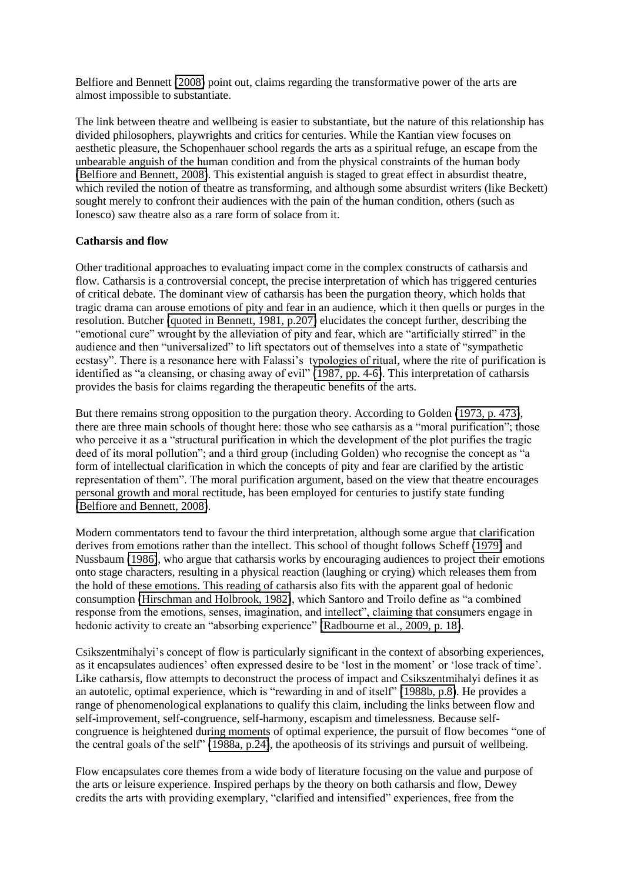Belfiore and Bennett (2008) point out, claims regarding the transformative power of the arts are almost impossible to substantiate.

The link between theatre and wellbeing is easier to substantiate, but the nature of this relationship has divided philosophers, playwrights and critics for centuries. While the Kantian view focuses on aesthetic pleasure, the Schopenhauer school regards the arts as a spiritual refuge, an escape from the unbearable anguish of the human condition and from the physical constraints of the human body (Belfiore and Bennett, 2008). This existential anguish is staged to great effect in absurdist theatre, which reviled the notion of theatre as transforming, and although some absurdist writers (like Beckett) sought merely to confront their audiences with the pain of the human condition, others (such as Ionesco) saw theatre also as a rare form of solace from it.

**Catharsis and flow**

Other traditional approaches to evaluating impact come in the complex constructs of catharsis and flow. Catharsis is a controversial concept, the precise interpretation of which has triggered centuries of critical debate. The dominant view of catharsis has been the purgation theory, which holds that tragic drama can arouse emotions of pity and fear in an audience, which it then quells or purges in the resolution. Butcher (quoted in Bennett, 1981, p.207) elucidates the concept further, describing the "emotional cure" wrought by the alleviation of pity and fear, which are "artificially stirred" in the audience and then "universalized" to lift spectators out of themselves into a state of "sympathetic ecstasy". There is a resonance here with Falassi's typologies of ritual, where the rite of purification is identified as "a cleansing, or chasing away of evil" (1987, pp. 4-6). This interpretation of catharsis provides the basis for claims regarding the therapeutic benefits of the arts.

But there remains strong opposition to the purgation theory. According to Golden (1973, p. 473), there are three main schools of thought here: those who see catharsis as a "moral purification"; those who perceive it as a "structural purification in which the development of the plot purifies the tragic deed of its moral pollution"; and a third group (including Golden) who recognise the concept as "a form of intellectual clarification in which the concepts of pity and fear are clarified by the artistic representation of them". The moral purification argument, based on the view that theatre encourages personal growth and moral rectitude, has been employed for centuries to justify state funding (Belfiore and Bennett, 2008).

Modern commentators tend to favour the third interpretation, although some argue that clarification derives from emotions rather than the intellect. This school of thought follows Scheff (1979) and Nussbaum (1986), who argue that catharsis works by encouraging audiences to project their emotions onto stage characters, resulting in a physical reaction (laughing or crying) which releases them from the hold of these emotions. This reading of catharsis also fits with the apparent goal of hedonic consumption (Hirschman and Holbrook, 1982), which Santoro and Troilo define as "a combined response from the emotions, senses, imagination, and intellect", claiming that consumers engage in hedonic activity to create an "absorbing experience" (Radbourne et al., 2009, p. 18).

Csikszentmihalyi's concept of flow is particularly significant in the context of absorbing experiences, as it encapsulates audiences' often expressed desire to be 'lost in the moment' or 'lose track of time'. Like catharsis, flow attempts to deconstruct the process of impact and Csikszentmihalyi defines it as an autotelic, optimal experience, which is "rewarding in and of itself" (1988b, p.8). He provides a range of phenomenological explanations to qualify this claim, including the links between flow and self-improvement, self-congruence, self-harmony, escapism and timelessness. Because self-congruence is heightened during moments of optimal experience, the pursuit of flow becomes "one of the central goals of the self" (1988a, p.24), the apotheosis of its strivings and pursuit of wellbeing.

Flow encapsulates core themes from a wide body of literature focusing on the value and purpose of the arts or leisure experience. Inspired perhaps by the theory on both catharsis and flow, Dewey credits the arts with providing exemplary, "clarified and intensified" experiences, free from the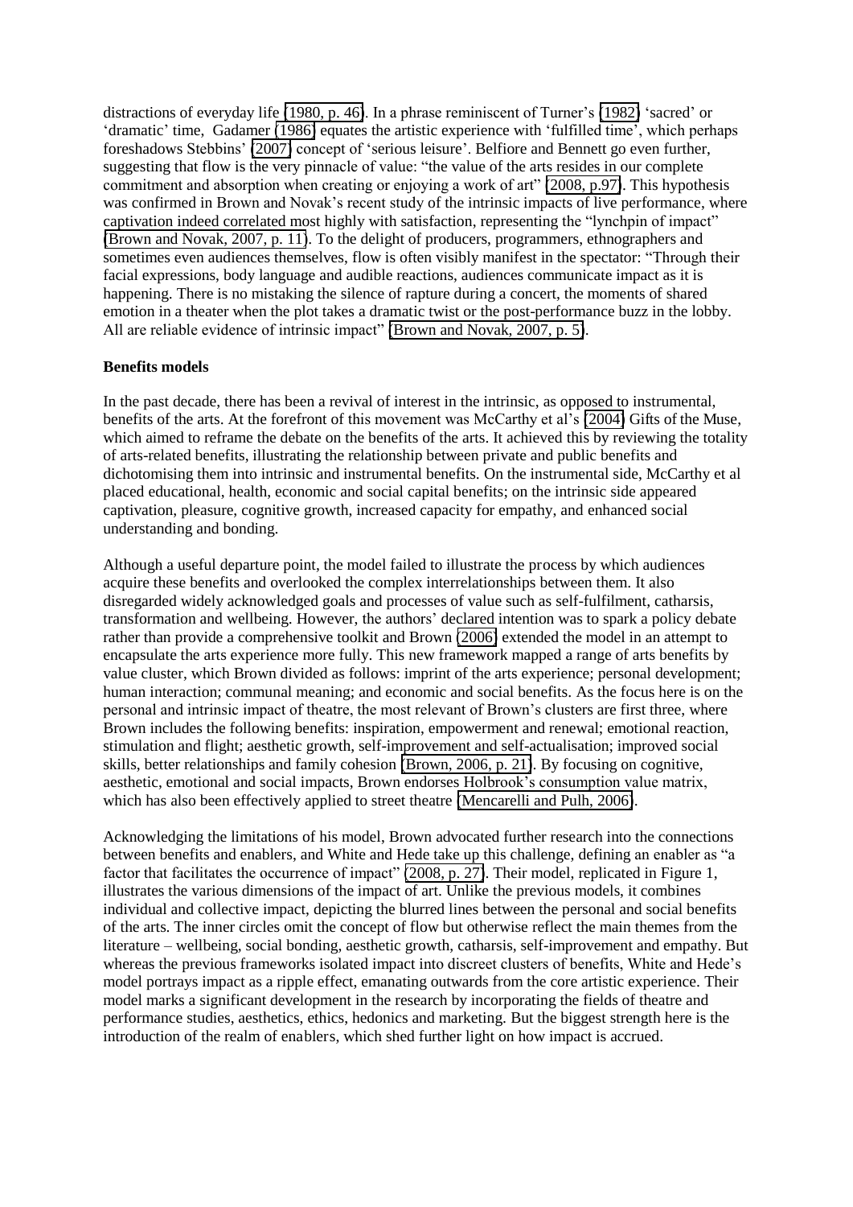distractions of everyday life (1980, p. 46). In a phrase reminiscent of Turner's (1982) 'sacred' or 'dramatic' time, Gadamer (1986) equates the artistic experience with 'fulfilled time', which perhaps foreshadows Stebbins' (2007) concept of 'serious leisure'. Belfiore and Bennett go even further, suggesting that flow is the very pinnacle of value: "the value of the arts resides in our complete commitment and absorption when creating or enjoying a work of art" (2008, p.97). This hypothesis was confirmed in Brown and Novak's recent study of the intrinsic impacts of live performance, where captivation indeed correlated most highly with satisfaction, representing the "lynchpin of impact" (Brown and Novak, 2007, p. 11). To the delight of producers, programmers, ethnographers and sometimes even audiences themselves, flow is often visibly manifest in the spectator: "Through their facial expressions, body language and audible reactions, audiences communicate impact as it is happening. There is no mistaking the silence of rapture during a concert, the moments of shared emotion in a theater when the plot takes a dramatic twist or the post-performance buzz in the lobby. All are reliable evidence of intrinsic impact" (Brown and Novak, 2007, p. 5).

**Benefits models**

In the past decade, there has been a revival of interest in the intrinsic, as opposed to instrumental, benefits of the arts. At the forefront of this movement was McCarthy et al's (2004) Gifts of the Muse, which aimed to reframe the debate on the benefits of the arts. It achieved this by reviewing the totality of arts-related benefits, illustrating the relationship between private and public benefits and dichotomising them into intrinsic and instrumental benefits. On the instrumental side, McCarthy et al placed educational, health, economic and social capital benefits; on the intrinsic side appeared captivation, pleasure, cognitive growth, increased capacity for empathy, and enhanced social understanding and bonding.

Although a useful departure point, the model failed to illustrate the process by which audiences acquire these benefits and overlooked the complex interrelationships between them. It also disregarded widely acknowledged goals and processes of value such as self-fulfilment, catharsis, transformation and wellbeing. However, the authors' declared intention was to spark a policy debate rather than provide a comprehensive toolkit and Brown (2006) extended the model in an attempt to encapsulate the arts experience more fully. This new framework mapped a range of arts benefits by value cluster, which Brown divided as follows: imprint of the arts experience; personal development; human interaction; communal meaning; and economic and social benefits. As the focus here is on the personal and intrinsic impact of theatre, the most relevant of Brown's clusters are first three, where Brown includes the following benefits: inspiration, empowerment and renewal; emotional reaction, stimulation and flight; aesthetic growth, self-improvement and self-actualisation; improved social skills, better relationships and family cohesion (Brown, 2006, p. 21). By focusing on cognitive, aesthetic, emotional and social impacts, Brown endorses Holbrook's consumption value matrix, which has also been effectively applied to street theatre (Mencarelli and Pulh, 2006).

Acknowledging the limitations of his model, Brown advocated further research into the connections between benefits and enablers, and White and Hede take up this challenge, defining an enabler as "a factor that facilitates the occurrence of impact" (2008, p. 27). Their model, replicated in Figure 1, illustrates the various dimensions of the impact of art. Unlike the previous models, it combines individual and collective impact, depicting the blurred lines between the personal and social benefits of the arts. The inner circles omit the concept of flow but otherwise reflect the main themes from the literature – wellbeing, social bonding, aesthetic growth, catharsis, self-improvement and empathy. But whereas the previous frameworks isolated impact into discreet clusters of benefits, White and Hede's model portrays impact as a ripple effect, emanating outwards from the core artistic experience. Their model marks a significant development in the research by incorporating the fields of theatre and performance studies, aesthetics, ethics, hedonics and marketing. But the biggest strength here is the introduction of the realm of enablers, which shed further light on how impact is accrued.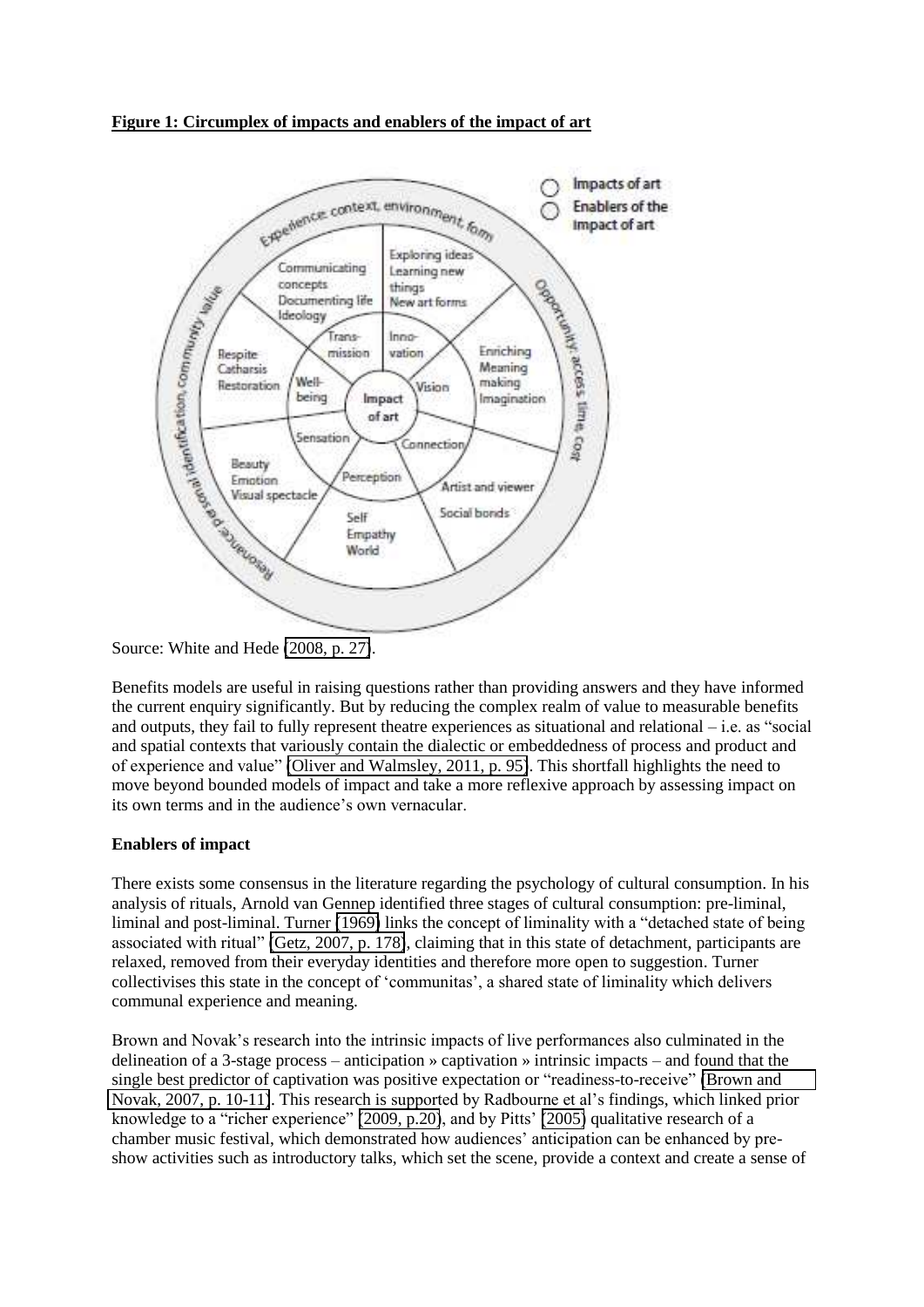**Figure 1: Circumplex of impacts and enablers of the impact of art**

Source: White and Hede (2008, p. 27).

Benefits models are useful in raising questions rather than providing answers and they have informed the current enquiry significantly. But by reducing the complex realm of value to measurable benefits and outputs, they fail to fully represent theatre experiences as situational and relational – i.e. as "social and spatial contexts that variously contain the dialectic or embeddedness of process and product and of experience and value" (Oliver and Walmsley, 2011, p. 95). This shortfall highlights the need to move beyond bounded models of impact and take a more reflexive approach by assessing impact on its own terms and in the audience's own vernacular.

**Enablers of impact**

There exists some consensus in the literature regarding the psychology of cultural consumption. In his analysis of rituals, Arnold van Gennep identified three stages of cultural consumption: pre-liminal, liminal and post-liminal. Turner (1969) links the concept of liminality with a "detached state of being associated with ritual" (Getz, 2007, p. 178), claiming that in this state of detachment, participants are relaxed, removed from their everyday identities and therefore more open to suggestion. Turner collectivises this state in the concept of 'communitas', a shared state of liminality which delivers communal experience and meaning.

Brown and Novak's research into the intrinsic impacts of live performances also culminated in the delineation of a 3-stage process – anticipation » captivation » intrinsic impacts – and found that the single best predictor of captivation was positive expectation or "readiness-to-receive" (Brown and Novak, 2007, p. 10-11). This research is supported by Radbourne et al's findings, which linked prior knowledge to a "richer experience" (2009, p.20), and by Pitts' (2005) qualitative research of a chamber music festival, which demonstrated how audiences' anticipation can be enhanced by pre-show activities such as introductory talks, which set the scene, provide a context and create a sense of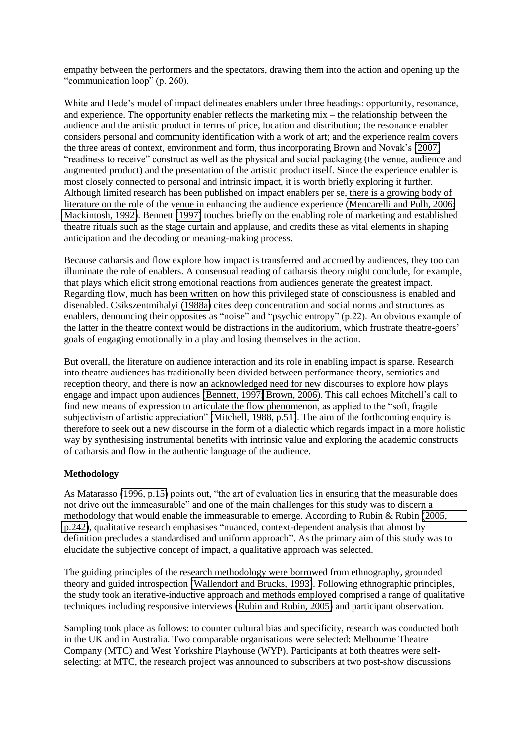empathy between the performers and the spectators, drawing them into the action and opening up the "communication loop" (p. 260).

White and Hede's model of impact delineates enablers under three headings: opportunity, resonance, and experience. The opportunity enabler reflects the marketing mix – the relationship between the audience and the artistic product in terms of price, location and distribution; the resonance enabler considers personal and community identification with a work of art; and the experience realm covers the three areas of context, environment and form, thus incorporating Brown and Novak's (2007) "readiness to receive" construct as well as the physical and social packaging (the venue, audience and augmented product) and the presentation of the artistic product itself. Since the experience enabler is most closely connected to personal and intrinsic impact, it is worth briefly exploring it further. Although limited research has been published on impact enablers per se, there is a growing body of literature on the role of the venue in enhancing the audience experience (Mencarelli and Pulh, 2006; Mackintosh, 1992). Bennett (1997) touches briefly on the enabling role of marketing and established theatre rituals such as the stage curtain and applause, and credits these as vital elements in shaping anticipation and the decoding or meaning-making process.

Because catharsis and flow explore how impact is transferred and accrued by audiences, they too can illuminate the role of enablers. A consensual reading of catharsis theory might conclude, for example, that plays which elicit strong emotional reactions from audiences generate the greatest impact. Regarding flow, much has been written on how this privileged state of consciousness is enabled and disenabled. Csikszentmihalyi (1988a) cites deep concentration and social norms and structures as enablers, denouncing their opposites as "noise" and "psychic entropy" (p.22). An obvious example of the latter in the theatre context would be distractions in the auditorium, which frustrate theatre-goers' goals of engaging emotionally in a play and losing themselves in the action.

But overall, the literature on audience interaction and its role in enabling impact is sparse. Research into theatre audiences has traditionally been divided between performance theory, semiotics and reception theory, and there is now an acknowledged need for new discourses to explore how plays engage and impact upon audiences (Bennett, 1997; Brown, 2006). This call echoes Mitchell's call to find new means of expression to articulate the flow phenomenon, as applied to the "soft, fragile subjectivism of artistic appreciation" (Mitchell, 1988, p.51). The aim of the forthcoming enquiry is therefore to seek out a new discourse in the form of a dialectic which regards impact in a more holistic way by synthesising instrumental benefits with intrinsic value and exploring the academic constructs of catharsis and flow in the authentic language of the audience.

**Methodology**

As Matarasso (1996, p.15) points out, "the art of evaluation lies in ensuring that the measurable does not drive out the immeasurable" and one of the main challenges for this study was to discern a methodology that would enable the immeasurable to emerge. According to Rubin & Rubin (2005, p.242), qualitative research emphasises "nuanced, context-dependent analysis that almost by definition precludes a standardised and uniform approach". As the primary aim of this study was to elucidate the subjective concept of impact, a qualitative approach was selected.

The guiding principles of the research methodology were borrowed from ethnography, grounded theory and guided introspection (Wallendorf and Brucks, 1993). Following ethnographic principles, the study took an iterative-inductive approach and methods employed comprised a range of qualitative techniques including responsive interviews (Rubin and Rubin, 2005) and participant observation.

Sampling took place as follows: to counter cultural bias and specificity, research was conducted both in the UK and in Australia. Two comparable organisations were selected: Melbourne Theatre Company (MTC) and West Yorkshire Playhouse (WYP). Participants at both theatres were self-selecting: at MTC, the research project was announced to subscribers at two post-show discussions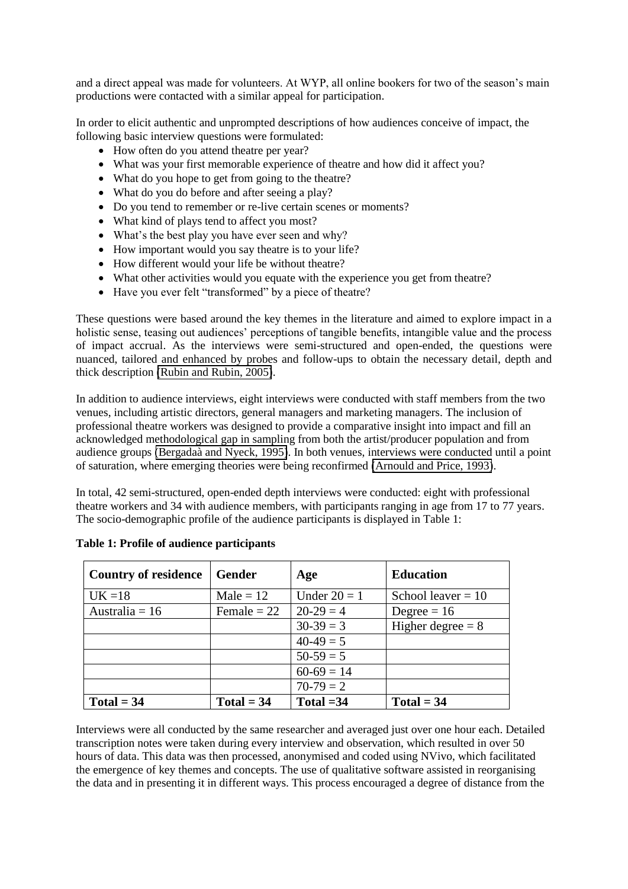and a direct appeal was made for volunteers. At WYP, all online bookers for two of the season's main productions were contacted with a similar appeal for participation.

In order to elicit authentic and unprompted descriptions of how audiences conceive of impact, the following basic interview questions were formulated:

- How often do you attend theatre per year?
- What was your first memorable experience of theatre and how did it affect you?
- What do you hope to get from going to the theatre?
- What do you do before and after seeing a play?
- Do you tend to remember or re-live certain scenes or moments?
- What kind of plays tend to affect you most?
- What's the best play you have ever seen and why?
- How important would you say theatre is to your life?
- How different would your life be without theatre?
- What other activities would you equate with the experience you get from theatre?
- Have you ever felt "transformed" by a piece of theatre?

These questions were based around the key themes in the literature and aimed to explore impact in a holistic sense, teasing out audiences' perceptions of tangible benefits, intangible value and the process of impact accrual. As the interviews were semi-structured and open-ended, the questions were nuanced, tailored and enhanced by probes and follow-ups to obtain the necessary detail, depth and thick description (Rubin and Rubin, 2005).

In addition to audience interviews, eight interviews were conducted with staff members from the two venues, including artistic directors, general managers and marketing managers. The inclusion of professional theatre workers was designed to provide a comparative insight into impact and fill an acknowledged methodological gap in sampling from both the artist/producer population and from audience groups (Bergadaà and Nyeck, 1995). In both venues, interviews were conducted until a point of saturation, where emerging theories were being reconfirmed (Arnould and Price, 1993).

In total, 42 semi-structured, open-ended depth interviews were conducted: eight with professional theatre workers and 34 with audience members, with participants ranging in age from 17 to 77 years. The socio-demographic profile of the audience participants is displayed in Table 1:

**Table 1: Profile of audience participants**

| Country of residence | Gender | Age | Education |
|---|---|---|---|
| UK =18 | Male = 12 | Under 20 = 1 | School leaver = 10 |
| Australia = 16 | Female = 22 | 20-29 = 4 | Degree = 16 |
| | | 30-39 = 3 | Higher degree = 8 |
| | | 40-49 = 5 | |
| | | 50-59 = 5 | |
| | | 60-69 = 14 | |
| | | 70-79 = 2 | |
| **Total = 34** | **Total = 34** | **Total =34** | **Total = 34** |

Interviews were all conducted by the same researcher and averaged just over one hour each. Detailed transcription notes were taken during every interview and observation, which resulted in over 50 hours of data. This data was then processed, anonymised and coded using NVivo, which facilitated the emergence of key themes and concepts. The use of qualitative software assisted in reorganising the data and in presenting it in different ways. This process encouraged a degree of distance from the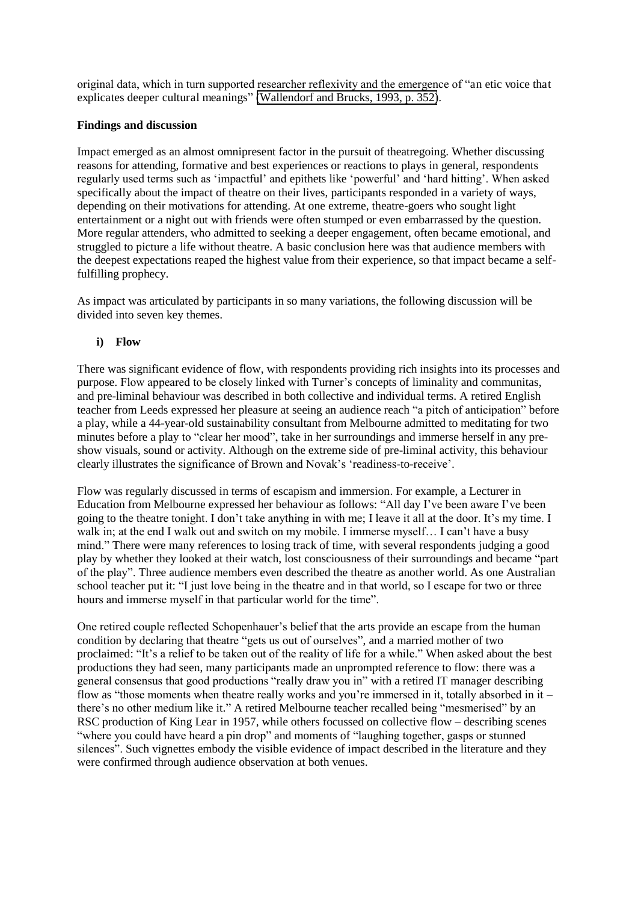original data, which in turn supported researcher reflexivity and the emergence of "an etic voice that explicates deeper cultural meanings" (Wallendorf and Bruck, 1993, p. 352).

**Findings and discussion**

Impact emerged as an almost omnipresent factor in the pursuit of theatregoing. Whether discussing reasons for attending, formative and best experiences or reactions to plays in general, respondents regularly used terms such as 'impactful' and epithets like 'powerful' and 'hard hitting'. When asked specifically about the impact of theatre on their lives, participants responded in a variety of ways, depending on their motivations for attending. At one extreme, theatre-goers who sought light entertainment or a night out with friends were often stumped or even embarrassed by the question. More regular attenders, who admitted to seeking a deeper engagement, often became emotional, and struggled to picture a life without theatre. A basic conclusion here was that audience members with the deepest expectations reaped the highest value from their experience, so that impact became a self-fulfilling prophecy.

As impact was articulated by participants in so many variations, the following discussion will be divided into seven key themes.

**i) Flow**

There was significant evidence of flow, with respondents providing rich insights into its processes and purpose. Flow appeared to be closely linked with Turner's concepts of liminality and communitas, and pre-liminal behaviour was described in both collective and individual terms. A retired English teacher from Leeds expressed her pleasure at seeing an audience reach "a pitch of anticipation" before a play, while a 44-year-old sustainability consultant from Melbourne admitted to meditating for two minutes before a play to "clear her mood", take in her surroundings and immerse herself in any pre-show visuals, sound or activity. Although on the extreme side of pre-liminal activity, this behaviour clearly illustrates the significance of Brown and Novak's 'readiness-to-receive'.

Flow was regularly discussed in terms of escapism and immersion. For example, a Lecturer in Education from Melbourne expressed her behaviour as follows: "All day I've been aware I've been going to the theatre tonight. I don't take anything in with me; I leave it all at the door. It's my time. I walk in; at the end I walk out and switch on my mobile. I immerse myself… I can't have a busy mind." There were many references to losing track of time, with several respondents judging a good play by whether they looked at their watch, lost consciousness of their surroundings and became "part of the play". Three audience members even described the theatre as another world. As one Australian school teacher put it: "I just love being in the theatre and in that world, so I escape for two or three hours and immerse myself in that particular world for the time".

One retired couple reflected Schopenhauer's belief that the arts provide an escape from the human condition by declaring that theatre "gets us out of ourselves", and a married mother of two proclaimed: "It's a relief to be taken out of the reality of life for a while." When asked about the best productions they had seen, many participants made an unprompted reference to flow: there was a general consensus that good productions "really draw you in" with a retired IT manager describing flow as "those moments when theatre really works and you're immersed in it, totally absorbed in it – there's no other medium like it." A retired Melbourne teacher recalled being "mesmerised" by an RSC production of King Lear in 1957, while others focussed on collective flow – describing scenes "where you could have heard a pin drop" and moments of "laughing together, gasps or stunned silences". Such vignettes embody the visible evidence of impact described in the literature and they were confirmed through audience observation at both venues.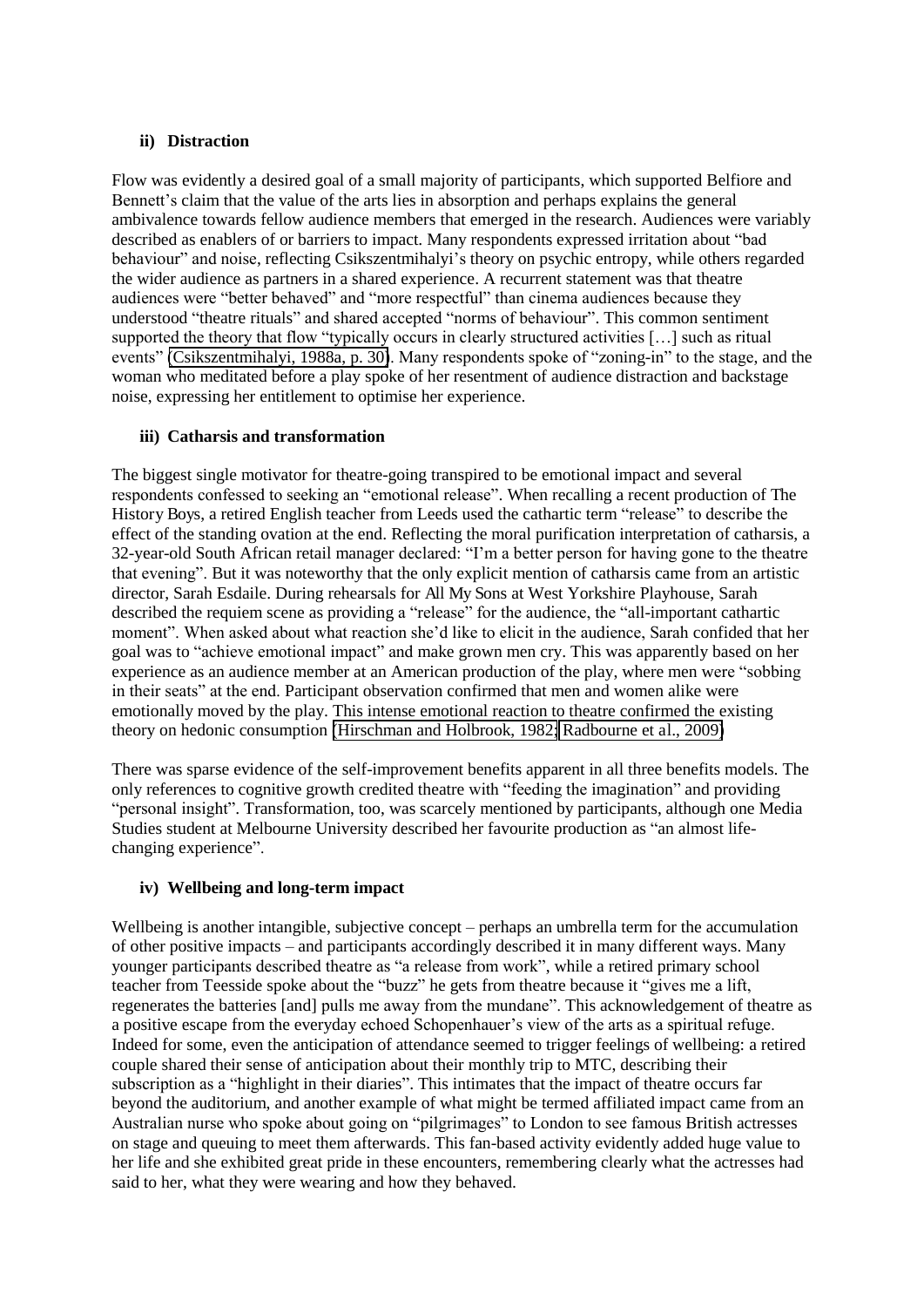#### ii) Distraction

Flow was evidently a desired goal of a small majority of participants, which supported Belfiore and Bennett's claim that the value of the arts lies in absorption and perhaps explains the general ambivalence towards fellow audience members that emerged in the research. Audiences were variably described as enablers of or barriers to impact. Many respondents expressed irritation about "bad behaviour" and noise, reflecting Csikszentmihalyi's theory on psychic entropy, while others regarded the wider audience as partners in a shared experience. A recurrent statement was that theatre audiences were "better behaved" and "more respectful" than cinema audiences because they understood "theatre rituals" and shared accepted "norms of behaviour". This common sentiment supported the theory that flow "typically occurs in clearly structured activities […] such as ritual events" (Csikszentmihalyi, 1988a, p. 30). Many respondents spoke of "zoning-in" to the stage, and the woman who meditated before a play spoke of her resentment of audience distraction and backstage noise, expressing her entitlement to optimise her experience.

#### iii) Catharsis and transformation

The biggest single motivator for theatre-going transpired to be emotional impact and several respondents confessed to seeking an "emotional release". When recalling a recent production of The History Boys, a retired English teacher from Leeds used the cathartic term "release" to describe the effect of the standing ovation at the end. Reflecting the moral purification interpretation of catharsis, a 32-year-old South African retail manager declared: "I'm a better person for having gone to the theatre that evening". But it was noteworthy that the only explicit mention of catharsis came from an artistic director, Sarah Esdaile. During rehearsals for All My Sons at West Yorkshire Playhouse, Sarah described the requiem scene as providing a "release" for the audience, the "all-important cathartic moment". When asked about what reaction she'd like to elicit in the audience, Sarah confided that her goal was to "achieve emotional impact" and make grown men cry. This was apparently based on her experience as an audience member at an American production of the play, where men were "sobbing in their seats" at the end. Participant observation confirmed that men and women alike were emotionally moved by the play. This intense emotional reaction to theatre confirmed the existing theory on hedonic consumption (Hirschman and Holbrook, 1982; Radbourne et al., 2009)

There was sparse evidence of the self-improvement benefits apparent in all three benefits models. The only references to cognitive growth credited theatre with "feeding the imagination" and providing "personal insight". Transformation, too, was scarcely mentioned by participants, although one Media Studies student at Melbourne University described her favourite production as "an almost life-changing experience".

#### iv) Wellbeing and long-term impact

Wellbeing is another intangible, subjective concept – perhaps an umbrella term for the accumulation of other positive impacts – and participants accordingly described it in many different ways. Many younger participants described theatre as "a release from work", while a retired primary school teacher from Teesside spoke about the "buzz" he gets from theatre because it "gives me a lift, regenerates the batteries [and] pulls me away from the mundane". This acknowledgement of theatre as a positive escape from the everyday echoed Schopenhauer's view of the arts as a spiritual refuge. Indeed for some, even the anticipation of attendance seemed to trigger feelings of wellbeing: a retired couple shared their sense of anticipation about their monthly trip to MTC, describing their subscription as a "highlight in their diaries". This intimates that the impact of theatre occurs far beyond the auditorium, and another example of what might be termed affiliated impact came from an Australian nurse who spoke about going on "pilgrimages" to London to see famous British actresses on stage and queuing to meet them afterwards. This fan-based activity evidently added huge value to her life and she exhibited great pride in these encounters, remembering clearly what the actresses had said to her, what they were wearing and how they behaved.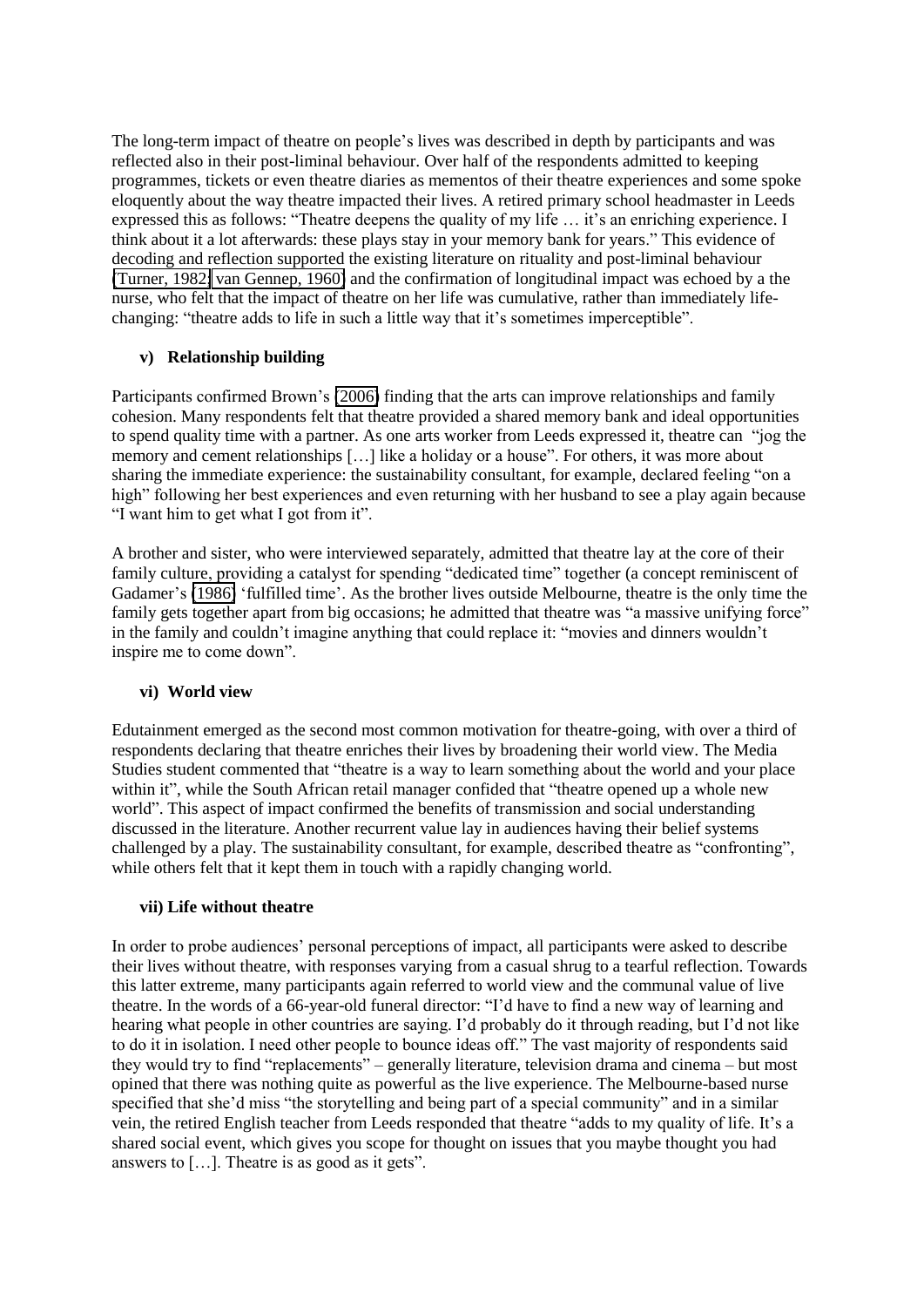The long-term impact of theatre on people's lives was described in depth by participants and was reflected also in their post-liminal behaviour. Over half of the respondents admitted to keeping programmes, tickets or even theatre diaries as mementos of their theatre experiences and some spoke eloquently about the way theatre impacted their lives. A retired primary school headmaster in Leeds expressed this as follows: "Theatre deepens the quality of my life … it's an enriching experience. I think about it a lot afterwards: these plays stay in your memory bank for years." This evidence of decoding and reflection supported the existing literature on rituality and post-liminal behaviour (Turner, 1982; van Gennep, 1960) and the confirmation of longitudinal impact was echoed by a the nurse, who felt that the impact of theatre on her life was cumulative, rather than immediately life-changing: "theatre adds to life in such a little way that it's sometimes imperceptible".

### v) Relationship building

Participants confirmed Brown's (2006) finding that the arts can improve relationships and family cohesion. Many respondents felt that theatre provided a shared memory bank and ideal opportunities to spend quality time with a partner. As one arts worker from Leeds expressed it, theatre can "jog the memory and cement relationships […] like a holiday or a house". For others, it was more about sharing the immediate experience: the sustainability consultant, for example, declared feeling "on a high" following her best experiences and even returning with her husband to see a play again because "I want him to get what I got from it".

A brother and sister, who were interviewed separately, admitted that theatre lay at the core of their family culture, providing a catalyst for spending "dedicated time" together (a concept reminiscent of Gadamer's (1986) 'fulfilled time'. As the brother lives outside Melbourne, theatre is the only time the family gets together apart from big occasions; he admitted that theatre was "a massive unifying force" in the family and couldn't imagine anything that could replace it: "movies and dinners wouldn't inspire me to come down".

### vi) World view

Edutainment emerged as the second most common motivation for theatre-going, with over a third of respondents declaring that theatre enriches their lives by broadening their world view. The Media Studies student commented that "theatre is a way to learn something about the world and your place within it", while the South African retail manager confided that "theatre opened up a whole new world". This aspect of impact confirmed the benefits of transmission and social understanding discussed in the literature. Another recurrent value lay in audiences having their belief systems challenged by a play. The sustainability consultant, for example, described theatre as "confronting", while others felt that it kept them in touch with a rapidly changing world.

### vii) Life without theatre

In order to probe audiences' personal perceptions of impact, all participants were asked to describe their lives without theatre, with responses varying from a casual shrug to a tearful reflection. Towards this latter extreme, many participants again referred to world view and the communal value of live theatre. In the words of a 66-year-old funeral director: "I'd have to find a new way of learning and hearing what people in other countries are saying. I'd probably do it through reading, but I'd not like to do it in isolation. I need other people to bounce ideas off." The vast majority of respondents said they would try to find "replacements" – generally literature, television drama and cinema – but most opined that there was nothing quite as powerful as the live experience. The Melbourne-based nurse specified that she'd miss "the storytelling and being part of a special community" and in a similar vein, the retired English teacher from Leeds responded that theatre "adds to my quality of life. It's a shared social event, which gives you scope for thought on issues that you maybe thought you had answers to […]. Theatre is as good as it gets".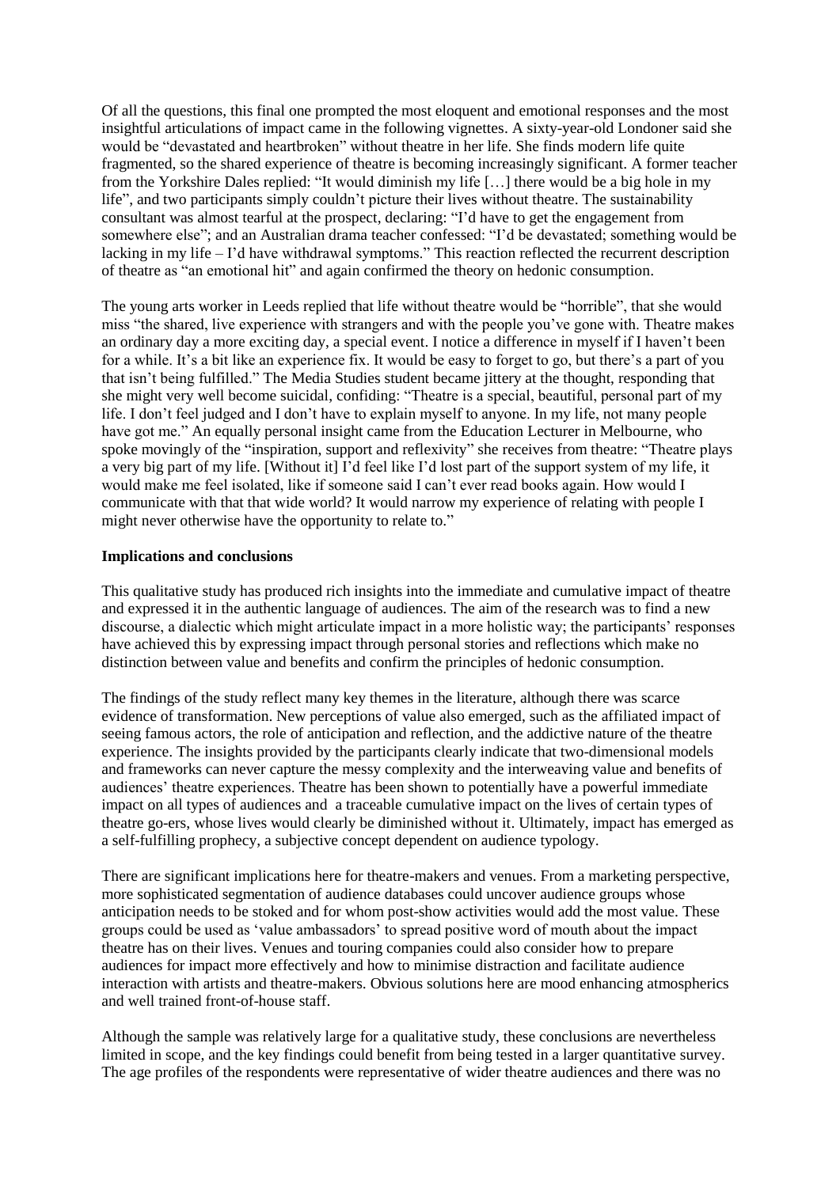Of all the questions, this final one prompted the most eloquent and emotional responses and the most insightful articulations of impact came in the following vignettes. A sixty-year-old Londoner said she would be "devastated and heartbroken" without theatre in her life. She finds modern life quite fragmented, so the shared experience of theatre is becoming increasingly significant. A former teacher from the Yorkshire Dales replied: "It would diminish my life […] there would be a big hole in my life", and two participants simply couldn't picture their lives without theatre. The sustainability consultant was almost tearful at the prospect, declaring: "I'd have to get the engagement from somewhere else"; and an Australian drama teacher confessed: "I'd be devastated; something would be lacking in my life – I'd have withdrawal symptoms." This reaction reflected the recurrent description of theatre as "an emotional hit" and again confirmed the theory on hedonic consumption.

The young arts worker in Leeds replied that life without theatre would be "horrible", that she would miss "the shared, live experience with strangers and with the people you've gone with. Theatre makes an ordinary day a more exciting day, a special event. I notice a difference in myself if I haven't been for a while. It's a bit like an experience fix. It would be easy to forget to go, but there's a part of you that isn't being fulfilled." The Media Studies student became jittery at the thought, responding that she might very well become suicidal, confiding: "Theatre is a special, beautiful, personal part of my life. I don't feel judged and I don't have to explain myself to anyone. In my life, not many people have got me." An equally personal insight came from the Education Lecturer in Melbourne, who spoke movingly of the "inspiration, support and reflexivity" she receives from theatre: "Theatre plays a very big part of my life. [Without it] I'd feel like I'd lost part of the support system of my life, it would make me feel isolated, like if someone said I can't ever read books again. How would I communicate with that that wide world? It would narrow my experience of relating with people I might never otherwise have the opportunity to relate to."

**Implications and conclusions**

This qualitative study has produced rich insights into the immediate and cumulative impact of theatre and expressed it in the authentic language of audiences. The aim of the research was to find a new discourse, a dialectic which might articulate impact in a more holistic way; the participants' responses have achieved this by expressing impact through personal stories and reflections which make no distinction between value and benefits and confirm the principles of hedonic consumption.

The findings of the study reflect many key themes in the literature, although there was scarce evidence of transformation. New perceptions of value also emerged, such as the affiliated impact of seeing famous actors, the role of anticipation and reflection, and the addictive nature of the theatre experience. The insights provided by the participants clearly indicate that two-dimensional models and frameworks can never capture the messy complexity and the interweaving value and benefits of audiences' theatre experiences. Theatre has been shown to potentially have a powerful immediate impact on all types of audiences and a traceable cumulative impact on the lives of certain types of theatre go-ers, whose lives would clearly be diminished without it. Ultimately, impact has emerged as a self-fulfilling prophecy, a subjective concept dependent on audience typology.

There are significant implications here for theatre-makers and venues. From a marketing perspective, more sophisticated segmentation of audience databases could uncover audience groups whose anticipation needs to be stoked and for whom post-show activities would add the most value. These groups could be used as 'value ambassadors' to spread positive word of mouth about the impact theatre has on their lives. Venues and touring companies could also consider how to prepare audiences for impact more effectively and how to minimise distraction and facilitate audience interaction with artists and theatre-makers. Obvious solutions here are mood enhancing atmospherics and well trained front-of-house staff.

Although the sample was relatively large for a qualitative study, these conclusions are nevertheless limited in scope, and the key findings could benefit from being tested in a larger quantitative survey. The age profiles of the respondents were representative of wider theatre audiences and there was no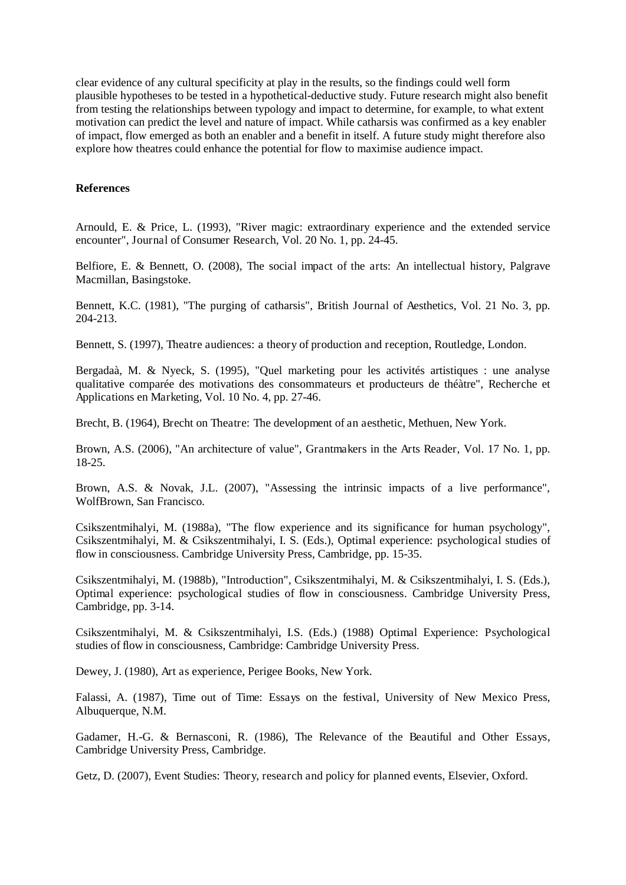clear evidence of any cultural specificity at play in the results, so the findings could well form plausible hypotheses to be tested in a hypothetical-deductive study. Future research might also benefit from testing the relationships between typology and impact to determine, for example, to what extent motivation can predict the level and nature of impact. While catharsis was confirmed as a key enabler of impact, flow emerged as both an enabler and a benefit in itself. A future study might therefore also explore how theatres could enhance the potential for flow to maximise audience impact.

**References**

Arnould, E. & Price, L. (1993), "River magic: extraordinary experience and the extended service encounter", Journal of Consumer Research, Vol. 20 No. 1, pp. 24-45.

Belfiore, E. & Bennett, O. (2008), The social impact of the arts: An intellectual history, Palgrave Macmillan, Basingstoke.

Bennett, K.C. (1981), "The purging of catharsis", British Journal of Aesthetics, Vol. 21 No. 3, pp. 204-213.

Bennett, S. (1997), Theatre audiences: a theory of production and reception, Routledge, London.

Bergadaà, M. & Nyeck, S. (1995), "Quel marketing pour les activités artistiques : une analyse qualitative comparée des motivations des consommateurs et producteurs de théâtre", Recherche et Applications en Marketing, Vol. 10 No. 4, pp. 27-46.

Brecht, B. (1964), Brecht on Theatre: The development of an aesthetic, Methuen, New York.

Brown, A.S. (2006), "An architecture of value", Grantmakers in the Arts Reader, Vol. 17 No. 1, pp. 18-25.

Brown, A.S. & Novak, J.L. (2007), "Assessing the intrinsic impacts of a live performance", WolfBrown, San Francisco.

Csikszentmihalyi, M. (1988a), "The flow experience and its significance for human psychology", Csikszentmihalyi, M. & Csikszentmihalyi, I. S. (Eds.), Optimal experience: psychological studies of flow in consciousness. Cambridge University Press, Cambridge, pp. 15-35.

Csikszentmihalyi, M. (1988b), "Introduction", Csikszentmihalyi, M. & Csikszentmihalyi, I. S. (Eds.), Optimal experience: psychological studies of flow in consciousness. Cambridge University Press, Cambridge, pp. 3-14.

Csikszentmihalyi, M. & Csikszentmihalyi, I.S. (Eds.) (1988) Optimal Experience: Psychological studies of flow in consciousness, Cambridge: Cambridge University Press.

Dewey, J. (1980), Art as experience, Perigee Books, New York.

Falassi, A. (1987), Time out of Time: Essays on the festival, University of New Mexico Press, Albuquerque, N.M.

Gadamer, H.-G. & Bernasconi, R. (1986), The Relevance of the Beautiful and Other Essays, Cambridge University Press, Cambridge.

Getz, D. (2007), Event Studies: Theory, research and policy for planned events, Elsevier, Oxford.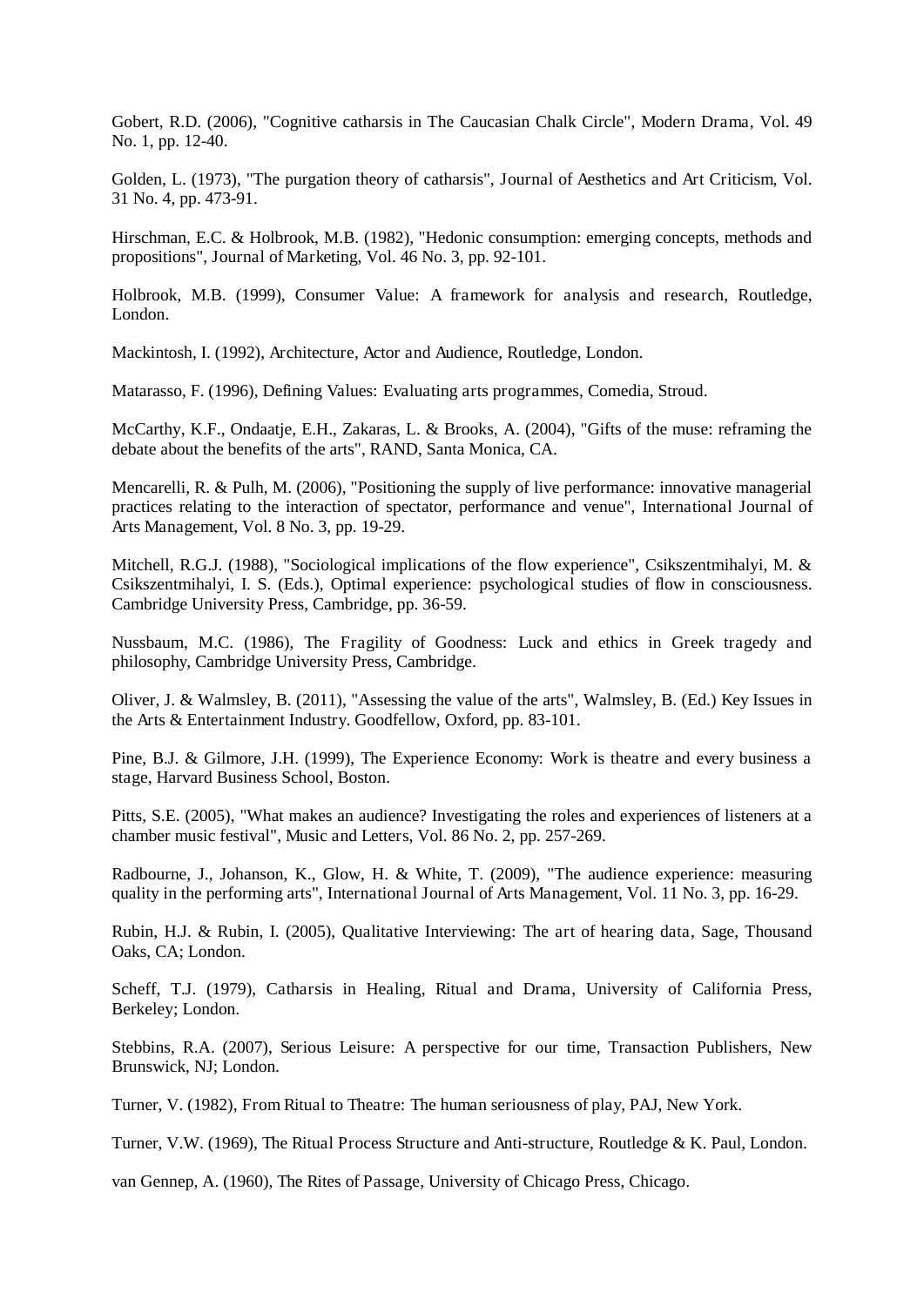Gobert, R.D. (2006), "Cognitive catharsis in The Caucasian Chalk Circle", Modern Drama, Vol. 49 No. 1, pp. 12-40.

Golden, L. (1973), "The purgation theory of catharsis", Journal of Aesthetics and Art Criticism, Vol. 31 No. 4, pp. 473-91.

Hirschman, E.C. & Holbrook, M.B. (1982), "Hedonic consumption: emerging concepts, methods and propositions", Journal of Marketing, Vol. 46 No. 3, pp. 92-101.

Holbrook, M.B. (1999), Consumer Value: A framework for analysis and research, Routledge, London.

Mackintosh, I. (1992), Architecture, Actor and Audience, Routledge, London.

Matarasso, F. (1996), Defining Values: Evaluating arts programmes, Comedia, Stroud.

McCarthy, K.F., Ondaatje, E.H., Zakaras, L. & Brooks, A. (2004), "Gifts of the muse: reframing the debate about the benefits of the arts", RAND, Santa Monica, CA.

Mencarelli, R. & Pulh, M. (2006), "Positioning the supply of live performance: innovative managerial practices relating to the interaction of spectator, performance and venue", International Journal of Arts Management, Vol. 8 No. 3, pp. 19-29.

Mitchell, R.G.J. (1988), "Sociological implications of the flow experience", Csikszentmihalyi, M. & Csikszentmihalyi, I. S. (Eds.), Optimal experience: psychological studies of flow in consciousness. Cambridge University Press, Cambridge, pp. 36-59.

Nussbaum, M.C. (1986), The Fragility of Goodness: Luck and ethics in Greek tragedy and philosophy, Cambridge University Press, Cambridge.

Oliver, J. & Walmsley, B. (2011), "Assessing the value of the arts", Walmsley, B. (Ed.) Key Issues in the Arts & Entertainment Industry. Goodfellow, Oxford, pp. 83-101.

Pine, B.J. & Gilmore, J.H. (1999), The Experience Economy: Work is theatre and every business a stage, Harvard Business School, Boston.

Pitts, S.E. (2005), "What makes an audience? Investigating the roles and experiences of listeners at a chamber music festival", Music and Letters, Vol. 86 No. 2, pp. 257-269.

Radbourne, J., Johanson, K., Glow, H. & White, T. (2009), "The audience experience: measuring quality in the performing arts", International Journal of Arts Management, Vol. 11 No. 3, pp. 16-29.

Rubin, H.J. & Rubin, I. (2005), Qualitative Interviewing: The art of hearing data, Sage, Thousand Oaks, CA; London.

Scheff, T.J. (1979), Catharsis in Healing, Ritual and Drama, University of California Press, Berkeley; London.

Stebbins, R.A. (2007), Serious Leisure: A perspective for our time, Transaction Publishers, New Brunswick, NJ; London.

Turner, V. (1982), From Ritual to Theatre: The human seriousness of play, PAJ, New York.

Turner, V.W. (1969), The Ritual Process Structure and Anti-structure, Routledge & K. Paul, London.

van Gennep, A. (1960), The Rites of Passage, University of Chicago Press, Chicago.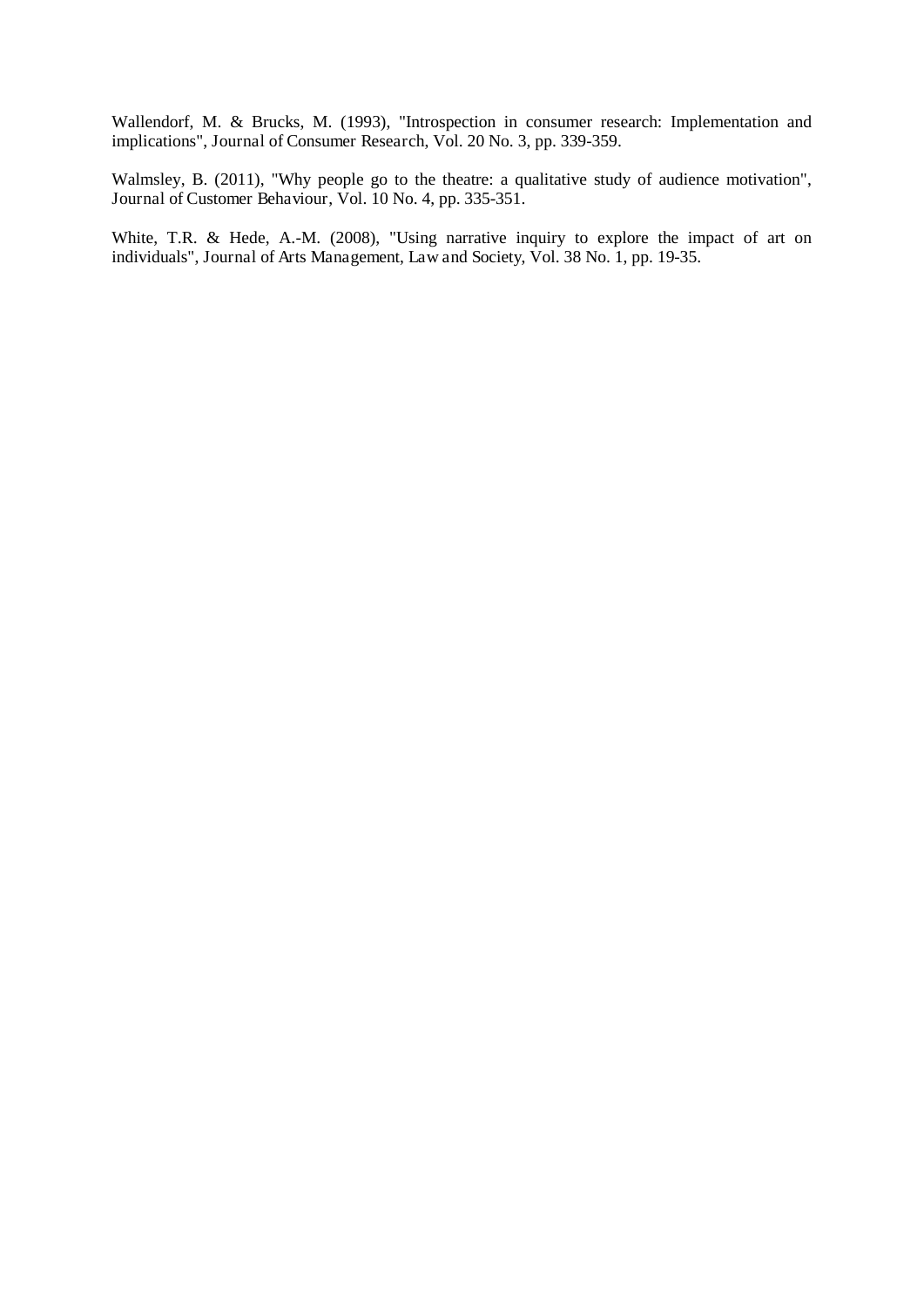Wallendorf, M. & Brucks, M. (1993), "Introspection in consumer research: Implementation and implications", Journal of Consumer Research, Vol. 20 No. 3, pp. 339-359.

Walmsley, B. (2011), "Why people go to the theatre: a qualitative study of audience motivation", Journal of Customer Behaviour, Vol. 10 No. 4, pp. 335-351.

White, T.R. & Hede, A.-M. (2008), "Using narrative inquiry to explore the impact of art on individuals", Journal of Arts Management, Law and Society, Vol. 38 No. 1, pp. 19-35.